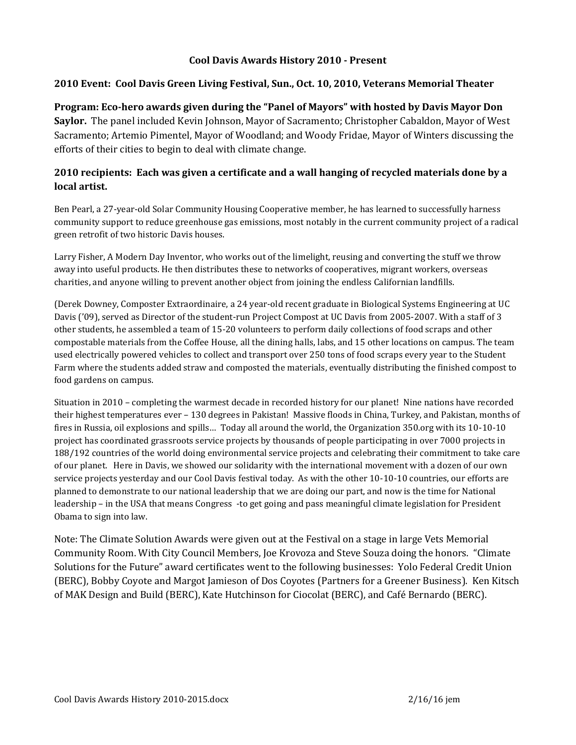# Cool Davis Awards History 2010 - Present

## 2010 Event: Cool Davis Green Living Festival, Sun., Oct. 10, 2010, Veterans Memorial Theater

**Program: Eco-hero awards given during the "Panel of Mayors" with hosted by Davis Mayor Don Saylor.** The panel included Kevin Johnson, Mayor of Sacramento; Christopher Cabaldon, Mayor of West Sacramento; Artemio Pimentel, Mayor of Woodland; and Woody Fridae, Mayor of Winters discussing the efforts of their cities to begin to deal with climate change.

### 2010 recipients: Each was given a certificate and a wall hanging of recycled materials done by a local artist.

Ben Pearl, a 27-year-old Solar Community Housing Cooperative member, he has learned to successfully harness community support to reduce greenhouse gas emissions, most notably in the current community project of a radical green retrofit of two historic Davis houses.

Larry Fisher, A Modern Day Inventor, who works out of the limelight, reusing and converting the stuff we throw away into useful products. He then distributes these to networks of cooperatives, migrant workers, overseas charities, and anyone willing to prevent another object from joining the endless Californian landfills.

(Derek Downey, Composter Extraordinaire, a 24 year-old recent graduate in Biological Systems Engineering at UC Davis ('09), served as Director of the student-run Project Compost at UC Davis from 2005-2007. With a staff of 3 other students, he assembled a team of 15-20 volunteers to perform daily collections of food scraps and other compostable materials from the Coffee House, all the dining halls, labs, and 15 other locations on campus. The team used electrically powered vehicles to collect and transport over 250 tons of food scraps every year to the Student Farm where the students added straw and composted the materials, eventually distributing the finished compost to food gardens on campus.

Situation in 2010 – completing the warmest decade in recorded history for our planet! Nine nations have recorded their highest temperatures ever – 130 degrees in Pakistan! Massive floods in China, Turkey, and Pakistan, months of fires in Russia, oil explosions and spills… Today all around the world, the Organization 350.org with its 10-10-10 project has coordinated grassroots service projects by thousands of people participating in over 7000 projects in 188/192 countries of the world doing environmental service projects and celebrating their commitment to take care of our planet. Here in Davis, we showed our solidarity with the international movement with a dozen of our own service projects yesterday and our Cool Davis festival today. As with the other 10-10-10 countries, our efforts are planned to demonstrate to our national leadership that we are doing our part, and now is the time for National leadership – in the USA that means Congress -to get going and pass meaningful climate legislation for President Obama to sign into law.

Note: The Climate Solution Awards were given out at the Festival on a stage in large Vets Memorial Community Room. With City Council Members, Joe Krovoza and Steve Souza doing the honors. "Climate Solutions for the Future" award certificates went to the following businesses: Yolo Federal Credit Union (BERC), Bobby Coyote and Margot Jamieson of Dos Coyotes (Partners for a Greener Business). Ken Kitsch of MAK Design and Build (BERC), Kate Hutchinson for Ciocolat (BERC), and Café Bernardo (BERC).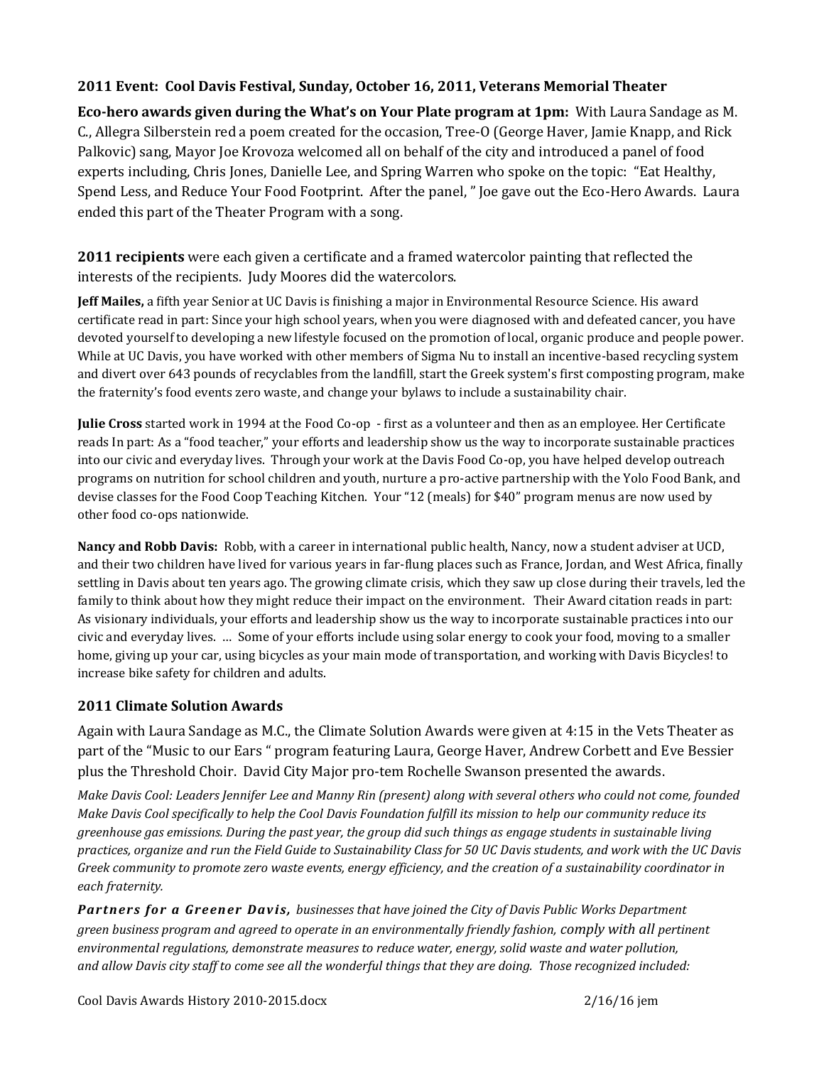### 2011 Event: Cool Davis Festival, Sunday, October 16, 2011, Veterans Memorial Theater

**Eco-hero awards given during the What's on Your Plate program at 1pm:** With Laura Sandage as M. C., Allegra Silberstein red a poem created for the occasion, Tree-O (George Haver, Jamie Knapp, and Rick Palkovic) sang, Mayor Joe Krovoza welcomed all on behalf of the city and introduced a panel of food experts including, Chris Jones, Danielle Lee, and Spring Warren who spoke on the topic: "Eat Healthy, Spend Less, and Reduce Your Food Footprint. After the panel, " Joe gave out the Eco-Hero Awards. Laura ended this part of the Theater Program with a song.

**2011 recipients** were each given a certificate and a framed watercolor painting that reflected the interests of the recipients. Judy Moores did the watercolors.

**Jeff Mailes,** a fifth year Senior at UC Davis is finishing a major in Environmental Resource Science. His award certificate read in part: Since your high school years, when you were diagnosed with and defeated cancer, you have devoted yourself to developing a new lifestyle focused on the promotion of local, organic produce and people power. While at UC Davis, you have worked with other members of Sigma Nu to install an incentive-based recycling system and divert over 643 pounds of recyclables from the landfill, start the Greek system's first composting program, make the fraternity's food events zero waste, and change your bylaws to include a sustainability chair.

**Julie Cross** started work in 1994 at the Food Co-op - first as a volunteer and then as an employee. Her Certificate reads In part: As a "food teacher," your efforts and leadership show us the way to incorporate sustainable practices into our civic and everyday lives. Through your work at the Davis Food Co-op, you have helped develop outreach programs on nutrition for school children and youth, nurture a pro-active partnership with the Yolo Food Bank, and devise classes for the Food Coop Teaching Kitchen. Your "12 (meals) for $40" program menus are now used by other food co-ops nationwide.

**Nancy and Robb Davis:** Robb, with a career in international public health, Nancy, now a student adviser at UCD, and their two children have lived for various years in far-flung places such as France, Jordan, and West Africa, finally settling in Davis about ten years ago. The growing climate crisis, which they saw up close during their travels, led the family to think about how they might reduce their impact on the environment. Their Award citation reads in part: As visionary individuals, your efforts and leadership show us the way to incorporate sustainable practices into our civic and everyday lives. … Some of your efforts include using solar energy to cook your food, moving to a smaller home, giving up your car, using bicycles as your main mode of transportation, and working with Davis Bicycles! to increase bike safety for children and adults.

### 2011 Climate Solution Awards

Again with Laura Sandage as M.C., the Climate Solution Awards were given at 4:15 in the Vets Theater as part of the "Music to our Ears " program featuring Laura, George Haver, Andrew Corbett and Eve Bessier plus the Threshold Choir. David City Major pro-tem Rochelle Swanson presented the awards.

*Make Davis Cool: Leaders Jennifer Lee and Manny Rin (present) along with several others who could not come, founded Make Davis Cool specifically to help the Cool Davis Foundation fulfill its mission to help our community reduce its greenhouse gas emissions. During the past year, the group did such things as engage students in sustainable living practices, organize and run the Field Guide to Sustainability Class for 50 UC Davis students, and work with the UC Davis Greek community to promote zero waste events, energy efficiency, and the creation of a sustainability coordinator in each fraternity.*

***Partners for a Greener Davis,*** *businesses that have joined the City of Davis Public Works Department green business program and agreed to operate in an environmentally friendly fashion, comply with all pertinent environmental regulations, demonstrate measures to reduce water, energy, solid waste and water pollution, and allow Davis city staff to come see all the wonderful things that they are doing. Those recognized included:*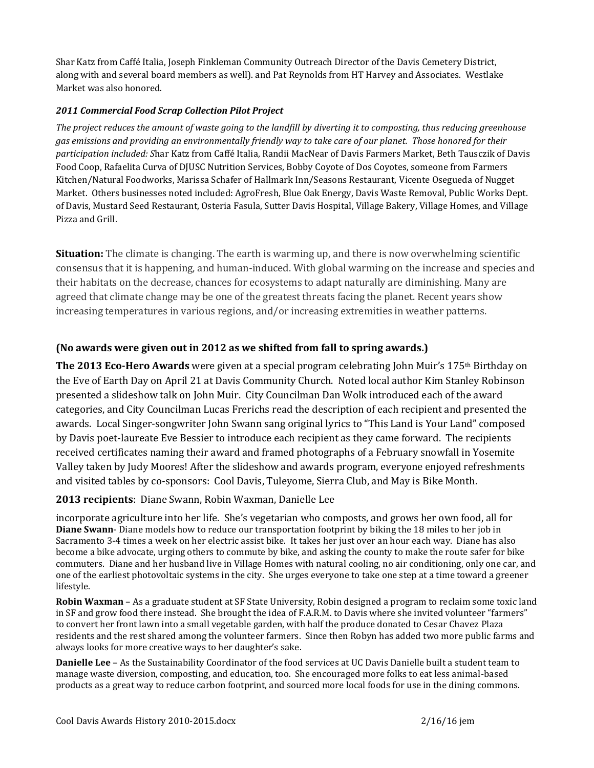Shar Katz from Caffé Italia, Joseph Finkleman Community Outreach Director of the Davis Cemetery District, along with and several board members as well). and Pat Reynolds from HT Harvey and Associates. Westlake Market was also honored.

***2011 Commercial Food Scrap Collection Pilot Project***

*The project reduces the amount of waste going to the landfill by diverting it to composting, thus reducing greenhouse gas emissions and providing an environmentally friendly way to take care of our planet. Those honored for their participation included: S*har Katz from Caffé Italia, Randii MacNear of Davis Farmers Market, Beth Tausczik of Davis Food Coop, Rafaelita Curva of DJUSC Nutrition Services, Bobby Coyote of Dos Coyotes, someone from Farmers Kitchen/Natural Foodworks, Marissa Schafer of Hallmark Inn/Seasons Restaurant, Vicente Osegueda of Nugget Market. Others businesses noted included: AgroFresh, Blue Oak Energy, Davis Waste Removal, Public Works Dept. of Davis, Mustard Seed Restaurant, Osteria Fasula, Sutter Davis Hospital, Village Bakery, Village Homes, and Village Pizza and Grill.

**Situation:** The climate is changing. The earth is warming up, and there is now overwhelming scientific consensus that it is happening, and human-induced. With global warming on the increase and species and their habitats on the decrease, chances for ecosystems to adapt naturally are diminishing. Many are agreed that climate change may be one of the greatest threats facing the planet. Recent years show increasing temperatures in various regions, and/or increasing extremities in weather patterns.

### (No awards were given out in 2012 as we shifted from fall to spring awards.)

**The 2013 Eco-Hero Awards** were given at a special program celebrating John Muir's 175th Birthday on the Eve of Earth Day on April 21 at Davis Community Church. Noted local author Kim Stanley Robinson presented a slideshow talk on John Muir. City Councilman Dan Wolk introduced each of the award categories, and City Councilman Lucas Frerichs read the description of each recipient and presented the awards. Local Singer-songwriter John Swann sang original lyrics to "This Land is Your Land" composed by Davis poet-laureate Eve Bessier to introduce each recipient as they came forward. The recipients received certificates naming their award and framed photographs of a February snowfall in Yosemite Valley taken by Judy Moores! After the slideshow and awards program, everyone enjoyed refreshments and visited tables by co-sponsors: Cool Davis, Tuleyome, Sierra Club, and May is Bike Month.

**2013 recipients**: Diane Swann, Robin Waxman, Danielle Lee

incorporate agriculture into her life. She's vegetarian who composts, and grows her own food, all for

**Diane Swann**- Diane models how to reduce our transportation footprint by biking the 18 miles to her job in Sacramento 3-4 times a week on her electric assist bike. It takes her just over an hour each way. Diane has also become a bike advocate, urging others to commute by bike, and asking the county to make the route safer for bike commuters. Diane and her husband live in Village Homes with natural cooling, no air conditioning, only one car, and one of the earliest photovoltaic systems in the city. She urges everyone to take one step at a time toward a greener lifestyle.

**Robin Waxman** – As a graduate student at SF State University, Robin designed a program to reclaim some toxic land in SF and grow food there instead. She brought the idea of F.A.R.M. to Davis where she invited volunteer "farmers" to convert her front lawn into a small vegetable garden, with half the produce donated to Cesar Chavez Plaza residents and the rest shared among the volunteer farmers. Since then Robyn has added two more public farms and always looks for more creative ways to her daughter's sake.

**Danielle Lee** – As the Sustainability Coordinator of the food services at UC Davis Danielle built a student team to manage waste diversion, composting, and education, too. She encouraged more folks to eat less animal-based products as a great way to reduce carbon footprint, and sourced more local foods for use in the dining commons.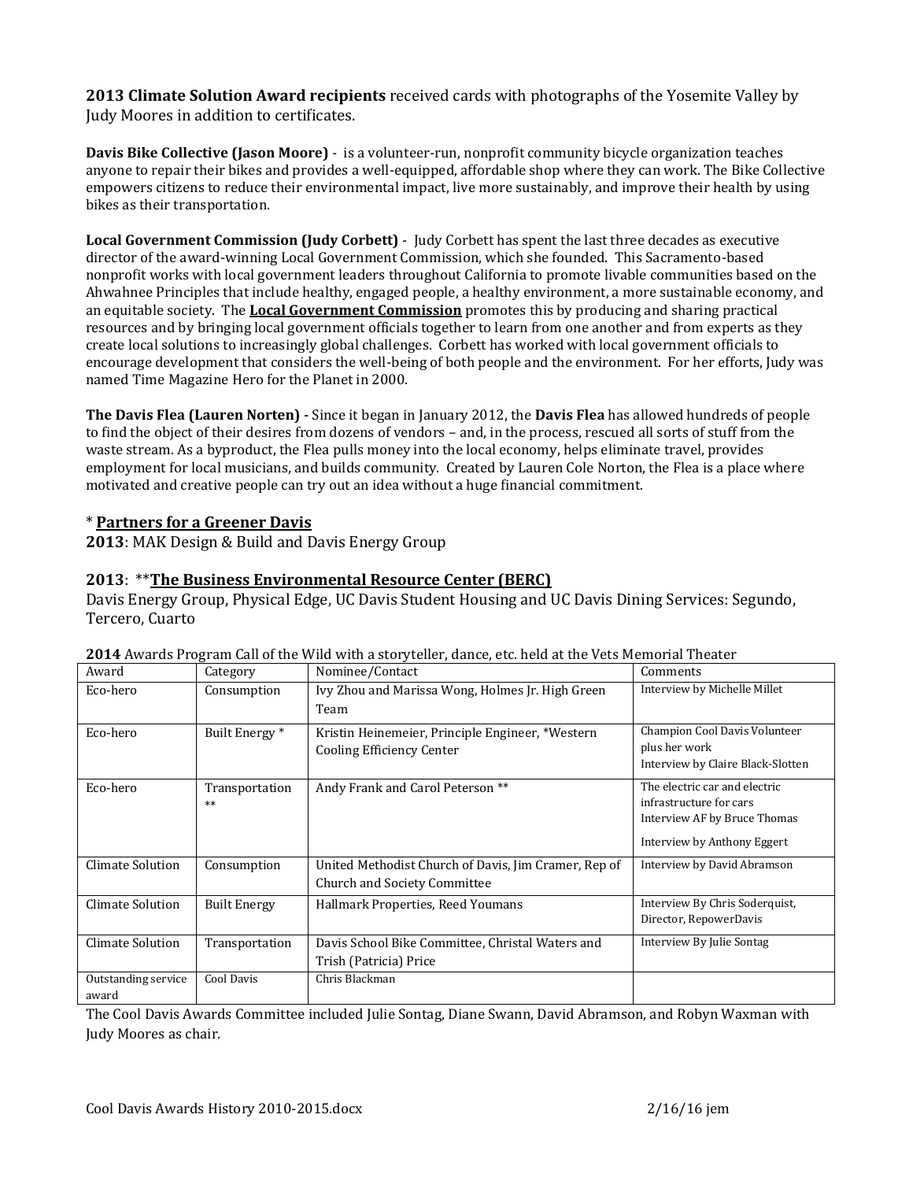**2013 Climate Solution Award recipients** received cards with photographs of the Yosemite Valley by Judy Moores in addition to certificates.

**Davis Bike Collective (Jason Moore)** - is a volunteer-run, nonprofit community bicycle organization teaches anyone to repair their bikes and provides a well-equipped, affordable shop where they can work. The Bike Collective empowers citizens to reduce their environmental impact, live more sustainably, and improve their health by using bikes as their transportation.

**Local Government Commission (Judy Corbett)** - Judy Corbett has spent the last three decades as executive director of the award-winning Local Government Commission, which she founded. This Sacramento-based nonprofit works with local government leaders throughout California to promote livable communities based on the Ahwahnee Principles that include healthy, engaged people, a healthy environment, a more sustainable economy, and an equitable society. The **Local Government Commission** promotes this by producing and sharing practical resources and by bringing local government officials together to learn from one another and from experts as they create local solutions to increasingly global challenges. Corbett has worked with local government officials to encourage development that considers the well-being of both people and the environment. For her efforts, Judy was named Time Magazine Hero for the Planet in 2000.

**The Davis Flea (Lauren Norten) -** Since it began in January 2012, the **Davis Flea** has allowed hundreds of people to find the object of their desires from dozens of vendors – and, in the process, rescued all sorts of stuff from the waste stream. As a byproduct, the Flea pulls money into the local economy, helps eliminate travel, provides employment for local musicians, and builds community. Created by Lauren Cole Norton, the Flea is a place where motivated and creative people can try out an idea without a huge financial commitment.

### * **Partners for a Greener Davis**

**2013**: MAK Design & Build and Davis Energy Group

### **2013**: ****The Business Environmental Resource Center (BERC)**

Davis Energy Group, Physical Edge, UC Davis Student Housing and UC Davis Dining Services: Segundo, Tercero, Cuarto

**2014** Awards Program Call of the Wild with a storyteller, dance, etc. held at the Vets Memorial Theater

| Award | Category | Nominee/Contact | Comments |
|---|---|---|---|
| Eco-hero | Consumption | Ivy Zhou and Marissa Wong, Holmes Jr. High Green Team | Interview by Michelle Millet |
| Eco-hero | Built Energy * | Kristin Heinemeier, Principle Engineer, *Western Cooling Efficiency Center | Champion Cool Davis Volunteer plus her work Interview by Claire Black-Slotten |
| Eco-hero | Transportation ** | Andy Frank and Carol Peterson ** | The electric car and electric infrastructure for cars Interview AF by Bruce Thomas Interview by Anthony Eggert |
| Climate Solution | Consumption | United Methodist Church of Davis, Jim Cramer, Rep of Church and Society Committee | Interview by David Abramson |
| Climate Solution | Built Energy | Hallmark Properties, Reed Youmans | Interview By Chris Soderquist, Director, RepowerDavis |
| Climate Solution | Transportation | Davis School Bike Committee, Christal Waters and Trish (Patricia) Price | Interview By Julie Sontag |
| Outstanding service award | Cool Davis | Chris Blackman | |

The Cool Davis Awards Committee included Julie Sontag, Diane Swann, David Abramson, and Robyn Waxman with Judy Moores as chair.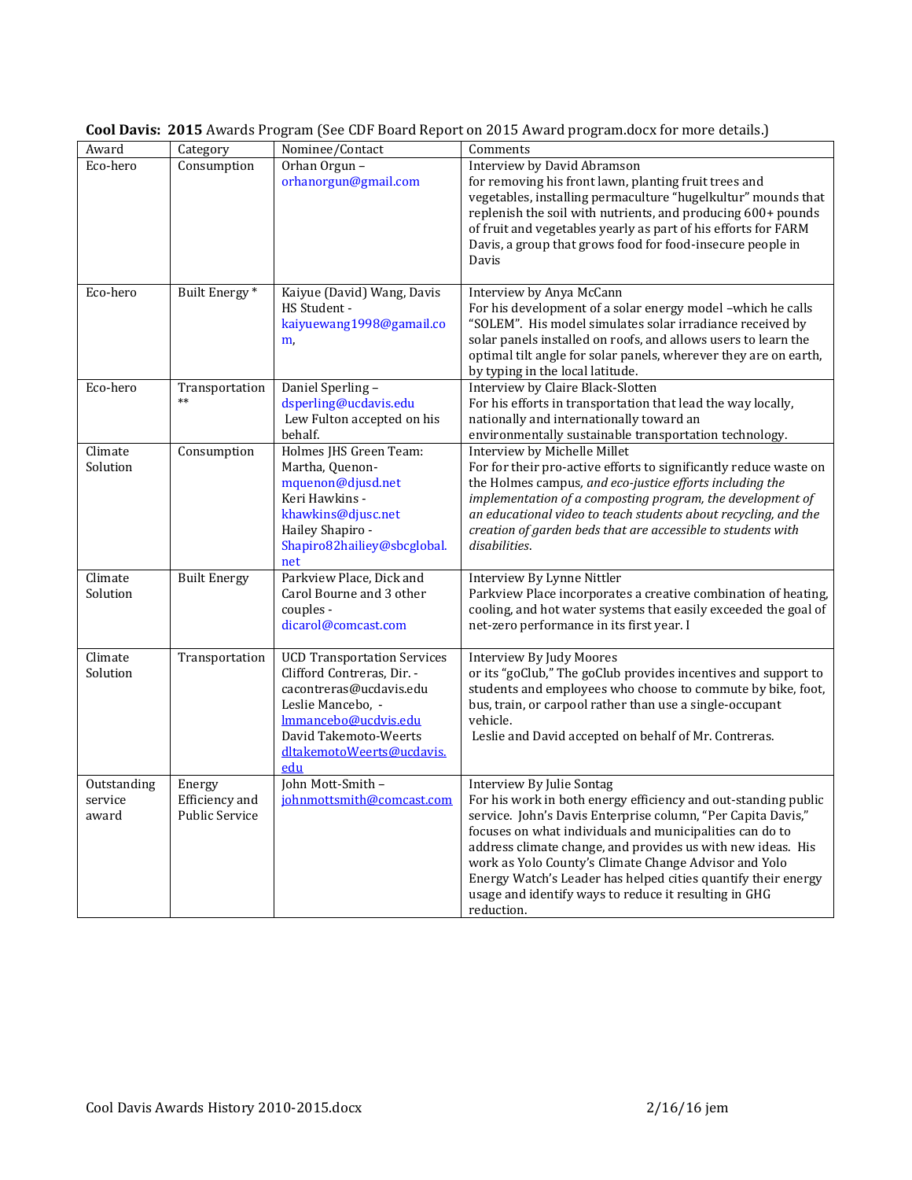**Cool Davis: 2015** Awards Program (See CDF Board Report on 2015 Award program.docx for more details.)

| Award | Category | Nominee/Contact | Comments |
|---|---|---|---|
| Eco-hero | Consumption | Orhan Orgun – orhanorgun@gmail.com | Interview by David Abramson for removing his front lawn, planting fruit trees and vegetables, installing permaculture "hugelkultur" mounds that replenish the soil with nutrients, and producing 600+ pounds of fruit and vegetables yearly as part of his efforts for FARM Davis, a group that grows food for food-insecure people in Davis |
| Eco-hero | Built Energy * | Kaiyue (David) Wang, Davis HS Student - kaiyuewang1998@gamail.com, | Interview by Anya McCann For his development of a solar energy model –which he calls "SOLEM". His model simulates solar irradiance received by solar panels installed on roofs, and allows users to learn the optimal tilt angle for solar panels, wherever they are on earth, by typing in the local latitude. |
| Eco-hero | Transportation ** | Daniel Sperling – dsperling@ucdavis.edu Lew Fulton accepted on his behalf. | Interview by Claire Black-Slotten For his efforts in transportation that lead the way locally, nationally and internationally toward an environmentally sustainable transportation technology. |
| Climate Solution | Consumption | Holmes JHS Green Team: Martha, Quenon- mquenon@djusd.net Keri Hawkins - khawkins@djusc.net Hailey Shapiro - Shapiro82hailiey@sbcglobal.net | Interview by Michelle Millet For for their pro-active efforts to significantly reduce waste on the Holmes campus, *and eco-justice efforts including the implementation of a composting program, the development of an educational video to teach students about recycling, and the creation of garden beds that are accessible to students with disabilities.* |
| Climate Solution | Built Energy | Parkview Place, Dick and Carol Bourne and 3 other couples - dicarol@comcast.com | Interview By Lynne Nittler Parkview Place incorporates a creative combination of heating, cooling, and hot water systems that easily exceeded the goal of net-zero performance in its first year. I |
| Climate Solution | Transportation | UCD Transportation Services Clifford Contreras, Dir. - cacontreras@ucdavis.edu Leslie Mancebo, - lmmancebo@ucdvis.edu David Takemoto-Weerts dltakemotoWeerts@ucdavis.edu | Interview By Judy Moores or its "goClub," The goClub provides incentives and support to students and employees who choose to commute by bike, foot, bus, train, or carpool rather than use a single-occupant vehicle. Leslie and David accepted on behalf of Mr. Contreras. |
| Outstanding service award | Energy Efficiency and Public Service | John Mott-Smith – johnmottsmith@comcast.com | Interview By Julie Sontag For his work in both energy efficiency and out-standing public service. John's Davis Enterprise column, "Per Capita Davis," focuses on what individuals and municipalities can do to address climate change, and provides us with new ideas. His work as Yolo County's Climate Change Advisor and Yolo Energy Watch's Leader has helped cities quantify their energy usage and identify ways to reduce it resulting in GHG reduction. |

Cool Davis Awards History 2010-2015.docx 2/16/16 jem